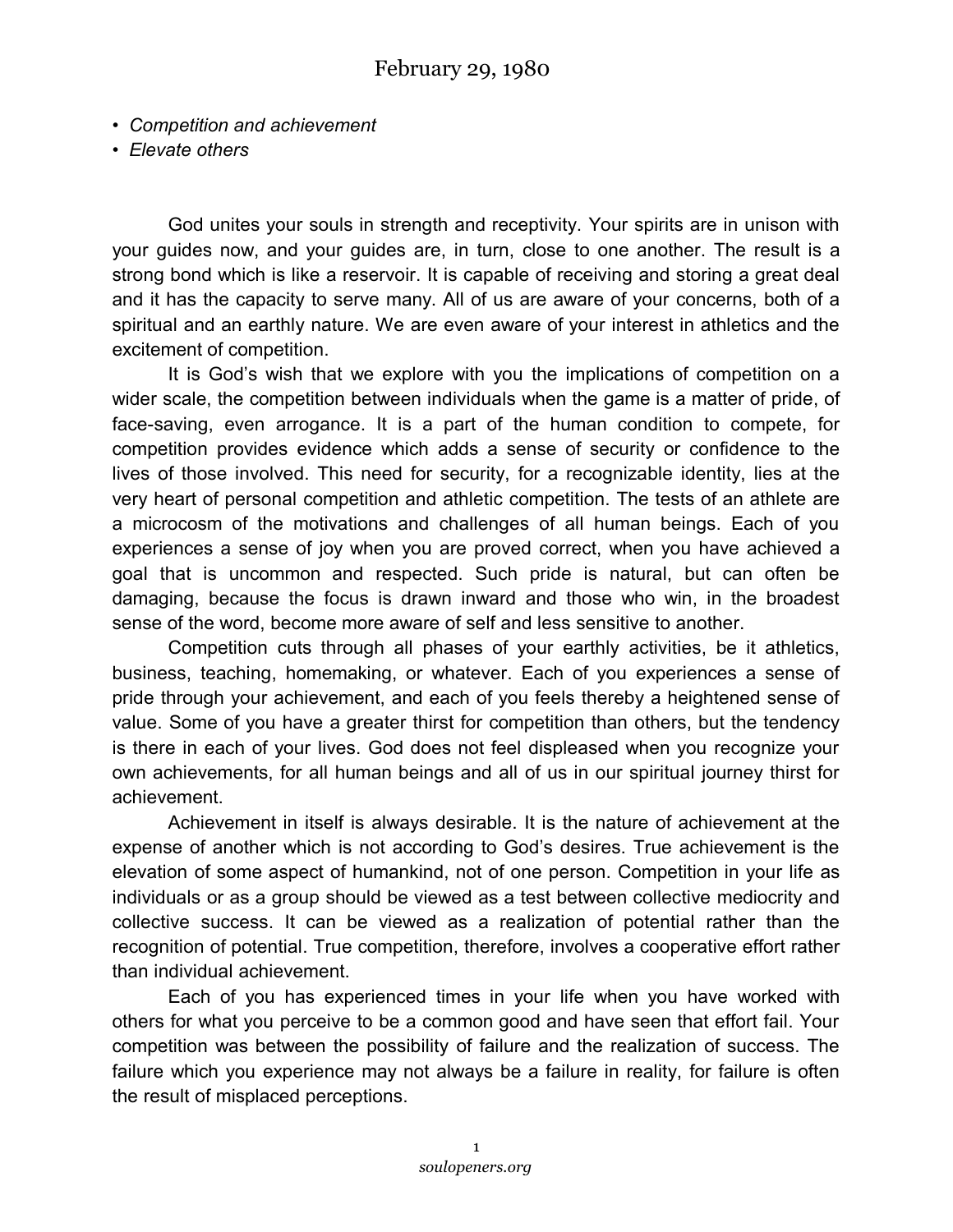# February 29, 1980

- *Competition and achievement*
- *Elevate others*

God unites your souls in strength and receptivity. Your spirits are in unison with your guides now, and your guides are, in turn, close to one another. The result is a strong bond which is like a reservoir. It is capable of receiving and storing a great deal and it has the capacity to serve many. All of us are aware of your concerns, both of a spiritual and an earthly nature. We are even aware of your interest in athletics and the excitement of competition.

It is God's wish that we explore with you the implications of competition on a wider scale, the competition between individuals when the game is a matter of pride, of face-saving, even arrogance. It is a part of the human condition to compete, for competition provides evidence which adds a sense of security or confidence to the lives of those involved. This need for security, for a recognizable identity, lies at the very heart of personal competition and athletic competition. The tests of an athlete are a microcosm of the motivations and challenges of all human beings. Each of you experiences a sense of joy when you are proved correct, when you have achieved a goal that is uncommon and respected. Such pride is natural, but can often be damaging, because the focus is drawn inward and those who win, in the broadest sense of the word, become more aware of self and less sensitive to another.

Competition cuts through all phases of your earthly activities, be it athletics, business, teaching, homemaking, or whatever. Each of you experiences a sense of pride through your achievement, and each of you feels thereby a heightened sense of value. Some of you have a greater thirst for competition than others, but the tendency is there in each of your lives. God does not feel displeased when you recognize your own achievements, for all human beings and all of us in our spiritual journey thirst for achievement.

Achievement in itself is always desirable. It is the nature of achievement at the expense of another which is not according to God's desires. True achievement is the elevation of some aspect of humankind, not of one person. Competition in your life as individuals or as a group should be viewed as a test between collective mediocrity and collective success. It can be viewed as a realization of potential rather than the recognition of potential. True competition, therefore, involves a cooperative effort rather than individual achievement.

Each of you has experienced times in your life when you have worked with others for what you perceive to be a common good and have seen that effort fail. Your competition was between the possibility of failure and the realization of success. The failure which you experience may not always be a failure in reality, for failure is often the result of misplaced perceptions.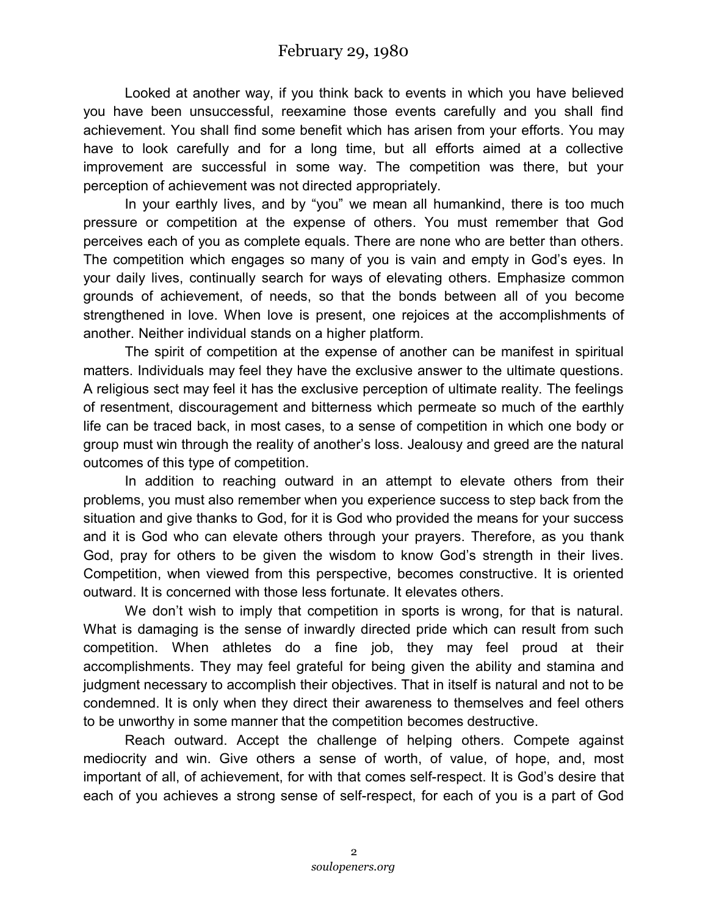Looked at another way, if you think back to events in which you have believed you have been unsuccessful, reexamine those events carefully and you shall find achievement. You shall find some benefit which has arisen from your efforts. You may have to look carefully and for a long time, but all efforts aimed at a collective improvement are successful in some way. The competition was there, but your perception of achievement was not directed appropriately.

In your earthly lives, and by "you" we mean all humankind, there is too much pressure or competition at the expense of others. You must remember that God perceives each of you as complete equals. There are none who are better than others. The competition which engages so many of you is vain and empty in God's eyes. In your daily lives, continually search for ways of elevating others. Emphasize common grounds of achievement, of needs, so that the bonds between all of you become strengthened in love. When love is present, one rejoices at the accomplishments of another. Neither individual stands on a higher platform.

The spirit of competition at the expense of another can be manifest in spiritual matters. Individuals may feel they have the exclusive answer to the ultimate questions. A religious sect may feel it has the exclusive perception of ultimate reality. The feelings of resentment, discouragement and bitterness which permeate so much of the earthly life can be traced back, in most cases, to a sense of competition in which one body or group must win through the reality of another's loss. Jealousy and greed are the natural outcomes of this type of competition.

In addition to reaching outward in an attempt to elevate others from their problems, you must also remember when you experience success to step back from the situation and give thanks to God, for it is God who provided the means for your success and it is God who can elevate others through your prayers. Therefore, as you thank God, pray for others to be given the wisdom to know God's strength in their lives. Competition, when viewed from this perspective, becomes constructive. It is oriented outward. It is concerned with those less fortunate. It elevates others.

We don't wish to imply that competition in sports is wrong, for that is natural. What is damaging is the sense of inwardly directed pride which can result from such competition. When athletes do a fine job, they may feel proud at their accomplishments. They may feel grateful for being given the ability and stamina and judgment necessary to accomplish their objectives. That in itself is natural and not to be condemned. It is only when they direct their awareness to themselves and feel others to be unworthy in some manner that the competition becomes destructive.

Reach outward. Accept the challenge of helping others. Compete against mediocrity and win. Give others a sense of worth, of value, of hope, and, most important of all, of achievement, for with that comes self-respect. It is God's desire that each of you achieves a strong sense of self-respect, for each of you is a part of God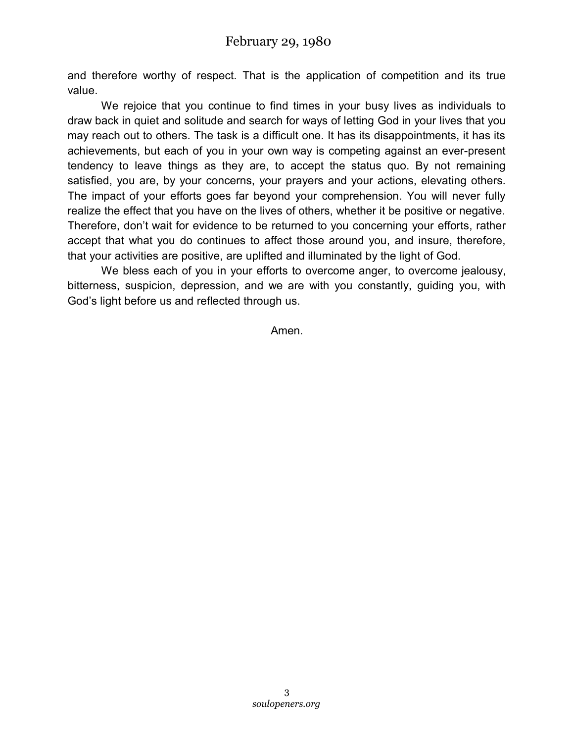and therefore worthy of respect. That is the application of competition and its true value.

We rejoice that you continue to find times in your busy lives as individuals to draw back in quiet and solitude and search for ways of letting God in your lives that you may reach out to others. The task is a difficult one. It has its disappointments, it has its achievements, but each of you in your own way is competing against an ever-present tendency to leave things as they are, to accept the status quo. By not remaining satisfied, you are, by your concerns, your prayers and your actions, elevating others. The impact of your efforts goes far beyond your comprehension. You will never fully realize the effect that you have on the lives of others, whether it be positive or negative. Therefore, don't wait for evidence to be returned to you concerning your efforts, rather accept that what you do continues to affect those around you, and insure, therefore, that your activities are positive, are uplifted and illuminated by the light of God.

We bless each of you in your efforts to overcome anger, to overcome jealousy, bitterness, suspicion, depression, and we are with you constantly, guiding you, with God's light before us and reflected through us.

Amen.